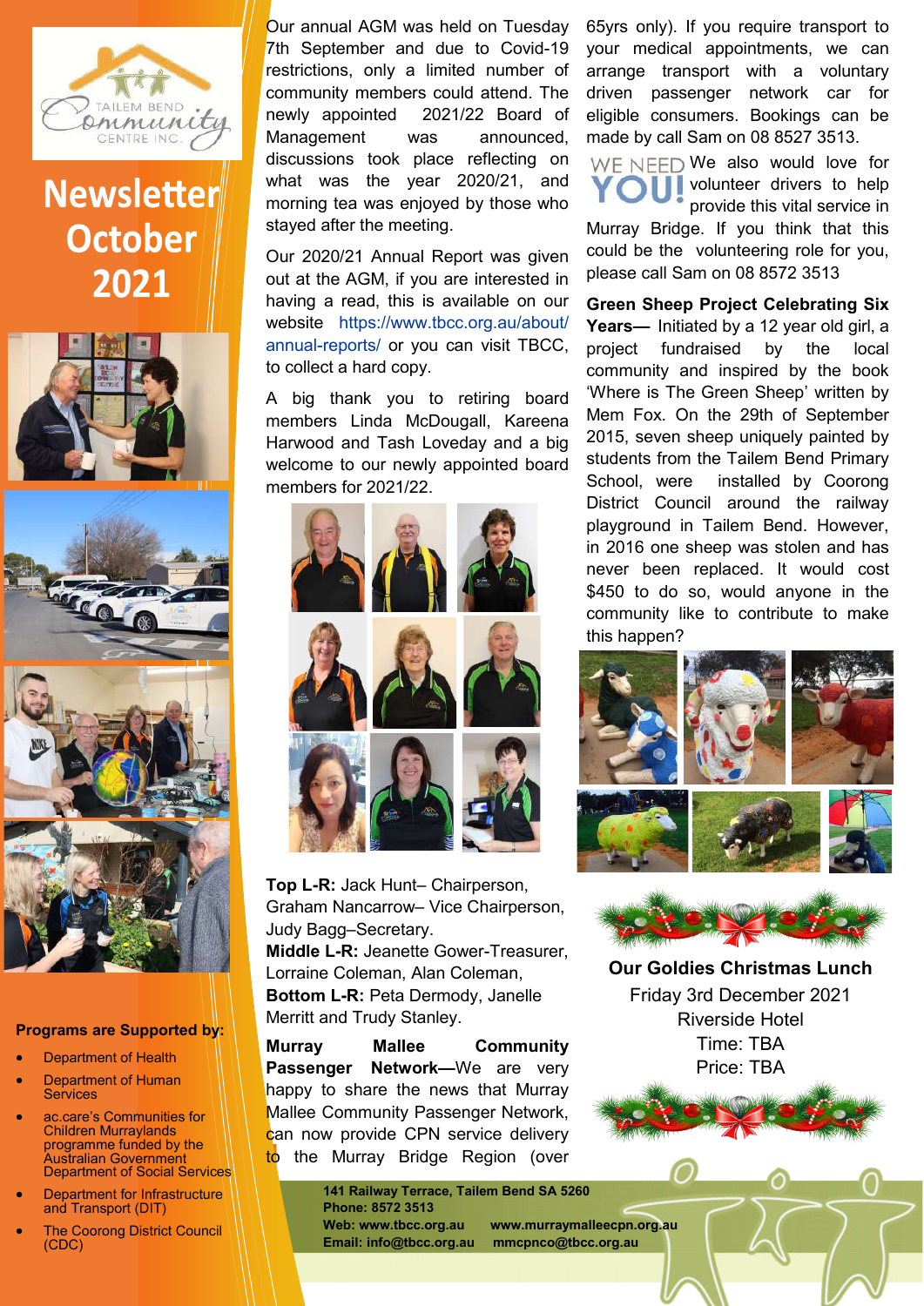# Newsletter October 2021

Our annual AGM was held on Tuesday 7th September and due to Covid-19 restrictions, only a limited number of community members could attend. The newly appointed 2021/22 Board of Management was announced, discussions took place reflecting on what was the year 2020/21, and morning tea was enjoyed by those who stayed after the meeting.

Our 2020/21 Annual Report was given out at the AGM, if you are interested in having a read, this is available on our website https://www.tbcc.org.au/about/annual-reports/ or you can visit TBCC, to collect a hard copy.

A big thank you to retiring board members Linda McDougall, Kareena Harwood and Tash Loveday and a big welcome to our newly appointed board members for 2021/22.

**Top L-R:** Jack Hunt– Chairperson, Graham Nancarrow– Vice Chairperson, Judy Bagg–Secretary.
**Middle L-R:** Jeanette Gower-Treasurer, Lorraine Coleman, Alan Coleman,
**Bottom L-R:** Peta Dermody, Janelle Merritt and Trudy Stanley.

**Murray Mallee Community Passenger Network—**We are very happy to share the news that Murray Mallee Community Passenger Network, can now provide CPN service delivery to the Murray Bridge Region (over 65yrs only). If you require transport to your medical appointments, we can arrange transport with a voluntary driven passenger network car for eligible consumers. Bookings can be made by call Sam on 08 8527 3513.

WE NEED YOU! We also would love for volunteer drivers to help provide this vital service in Murray Bridge. If you think that this could be the volunteering role for you, please call Sam on 08 8572 3513

**Green Sheep Project Celebrating Six Years—** Initiated by a 12 year old girl, a project fundraised by the local community and inspired by the book 'Where is The Green Sheep' written by Mem Fox. On the 29th of September 2015, seven sheep uniquely painted by students from the Tailem Bend Primary School, were installed by Coorong District Council around the railway playground in Tailem Bend. However, in 2016 one sheep was stolen and has never been replaced. It would cost $450 to do so, would anyone in the community like to contribute to make this happen?

**Our Goldies Christmas Lunch**

Friday 3rd December 2021
Riverside Hotel
Time: TBA
Price: TBA

**Programs are Supported by:**

- Department of Health
- Department of Human Services
- ac.care's Communities for Children Murraylands programme funded by the Australian Government Department of Social Services
- Department for Infrastructure and Transport (DIT)
- The Coorong District Council (CDC)

**141 Railway Terrace, Tailem Bend SA 5260**
**Phone: 8572 3513**
**Web: www.tbcc.org.au www.murraymalleecpn.org.au**
**Email: info@tbcc.org.au mmcpnco@tbcc.org.au**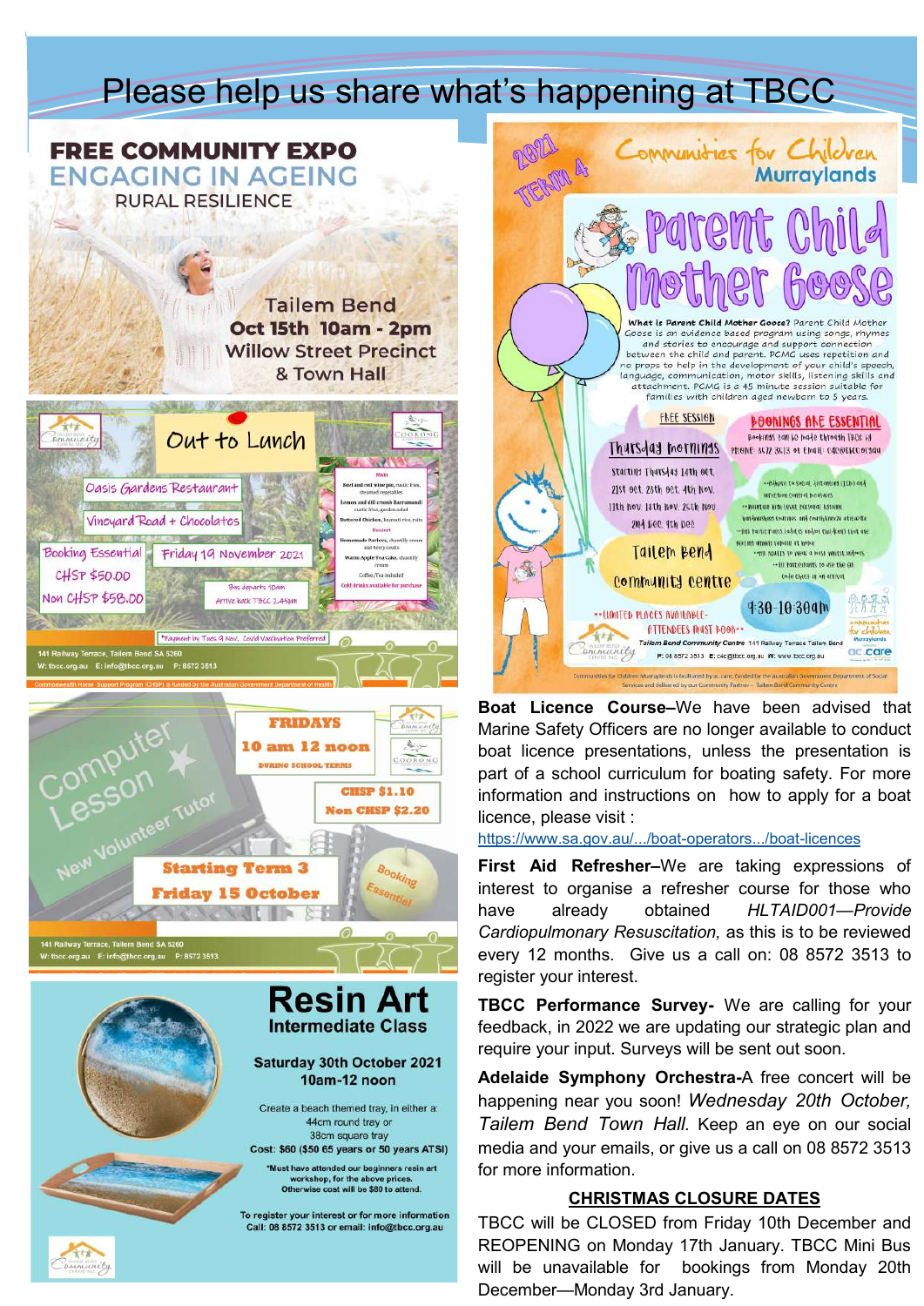# Please help us share what's happening at TBCC

## FREE COMMUNITY EXPO
## ENGAGING IN AGEING
### RURAL RESILIENCE

Tailem Bend
**Oct 15th 10am - 2pm**
Willow Street Precinct
& Town Hall

## Out to Lunch

Oasis Gardens Restaurant

Vineyard Road + Chocolates

Booking Essential
CHSP $50.00
Non CHSP $58.00

Friday 19 November 2021

Bus departs 10am
Arrive back TBCC 2.45pm

*Payment by Tues 9 Nov, Covid Vaccination Preferred

Main
Beef and red wine pie, rustic fries, steamed vegetables
Lemon and dill crumb Barramundi rustic fries, garden salad
Buttered Chicken, basmati rice, roti

Dessert
Homemade Pavlova, chantilly cream and berry coulis
Warm Apple Tea Cake, chantilly cream
Coffee/Tea included
Cold drinks available for purchase

141 Railway Terrace, Tailem Bend SA 5260
W: tbcc.org.au E: info@tbcc.org.au P: 8572 3513

Commonwealth Home Support Program (CHSP) is funded by the Australian Government Department of Health

## Computer Lesson

New Volunteer Tutor

**FRIDAYS**
**10 am 12 noon**
DURING SCHOOL TERMS

**CHSP $1.10**
**Non CHSP $2.20**

**Starting Term 3**
**Friday 15 October**

Booking Essential

141 Railway Terrace, Tailem Bend SA 5260
W: tbcc.org.au E: info@tbcc.org.au P: 8572 3513

## Resin Art
### Intermediate Class

**Saturday 30th October 2021**
**10am-12 noon**

Create a beach themed tray, in either a:
44cm round tray or
38cm square tray
**Cost: $60 ($50 65 years or 50 years ATSI)**

*Must have attended our beginners resin art workshop, for the above prices. Otherwise cost will be $80 to attend.

To register your interest or for more information
Call: 08 8572 3513 or email: info@tbcc.org.au

## 2021 Term 4 — Communities for Children Murraylands

## Parent Child Mother Goose

**What is Parent Child Mother Goose?** Parent Child Mother Goose is an evidence based program using songs, rhymes and stories to encourage and support connection between the child and parent. PCMG uses repetition and no props to help in the development of your child's speech, language, communication, motor skills, listening skills and attachment. PCMG is a 45 minute session suitable for families with children aged newborn to 5 years.

FREE SESSION

Thursday mornings

Starting Thursday 14th Oct, 21st Oct, 28th Oct, 4th Nov, 11th Nov, 18th Nov, 25th Nov, 2nd Dec, 9th Dec

Tailem Bend Community Centre

9:30-10:30am

**BOOKINGS ARE ESSENTIAL**
Bookings can be made through TBCC in Phone: 8572 3513 or Email: c4c@tbcc.org.au

**LIMITED PLACES AVAILABLE-ATTENDEES MUST BOOK**

Tailem Bend Community Centre 141 Railway Terrace Tailem Bend
P: 08 8572 3513 E: c4c@tbcc.org.au W: www.tbcc.org.au

Communities for Children Murraylands is facilitated by ac.care, funded by the Australian Government Department of Social Services and delivered by our Community Partner – Tailem Bend Community Centre

**Boat Licence Course–**We have been advised that Marine Safety Officers are no longer available to conduct boat licence presentations, unless the presentation is part of a school curriculum for boating safety. For more information and instructions on how to apply for a boat licence, please visit :
https://www.sa.gov.au/.../boat-operators.../boat-licences

**First Aid Refresher–**We are taking expressions of interest to organise a refresher course for those who have already obtained *HLTAID001—Provide Cardiopulmonary Resuscitation,* as this is to be reviewed every 12 months. Give us a call on: 08 8572 3513 to register your interest.

**TBCC Performance Survey-** We are calling for your feedback, in 2022 we are updating our strategic plan and require your input. Surveys will be sent out soon.

**Adelaide Symphony Orchestra-**A free concert will be happening near you soon! *Wednesday 20th October, Tailem Bend Town Hall.* Keep an eye on our social media and your emails, or give us a call on 08 8572 3513 for more information.

### CHRISTMAS CLOSURE DATES

TBCC will be CLOSED from Friday 10th December and REOPENING on Monday 17th January. TBCC Mini Bus will be unavailable for bookings from Monday 20th December—Monday 3rd January.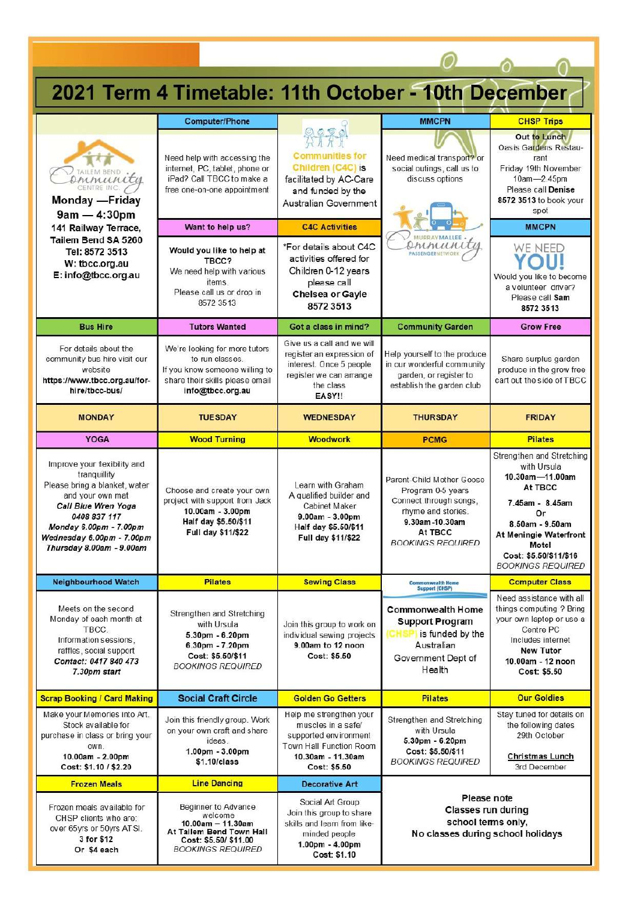# 2021 Term 4 Timetable: 11th October - 10th December

| | | | | |
|---|---|---|---|---|
| Tailem Bend Community Centre Inc. **Monday —Friday 9am — 4:30pm** **141 Railway Terrace, Tailem Bend SA 5260** **Tel: 8572 3513** **W: tbcc.org.au** **E: info@tbcc.org.au** | **Computer/Phone** Need help with accessing the internet, PC, tablet, phone or iPad? Call TBCC to make a free one-on-one appointment | **Communities for Children (C4C)** is facilitated by AC-Care and funded by the Australian Government | **MMCPN** Need medical transport? or social outings, call us to discuss options. Murray Mallee Community Passenger Network | **CHSP Trips** **Out to Lunch** Oasis Gardens Restaurant Friday 19th November 10am—2.45pm Please call **Denise 8572 3513** to book your spot |
| | **Want to help us?** **Would you like to help at TBCC?** We need help with various items. Please call us or drop in 8572 3513 | **C4C Activities** *For details about C4C activities offered for Children 0-12 years please call **Chelsea or Gayle 8572 3513** | | **MMCPN** WE NEED YOU! Would you like to become a volunteer driver? Please call **Sam 8572 3513** |
| **Bus Hire** For details about the community bus hire visit our website **https://www.tbcc.org.au/for-hire/tbcc-bus/** | **Tutors Wanted** We're looking for more tutors to run classes. If you know someone willing to share their skills please email **info@tbcc.org.au** | **Got a class in mind?** Give us a call and we will register an expression of interest. Once 5 people register we can arrange the class **EASY!!** | **Community Garden** Help yourself to the produce in our wonderful community garden, or register to establish the garden club | **Grow Free** Share surplus garden produce in the grow free cart out the side of TBCC |
| **MONDAY** | **TUESDAY** | **WEDNESDAY** | **THURSDAY** | **FRIDAY** |
| **YOGA** Improve your flexibility and tranquillity. Please bring a blanket, water and your own mat ***Call Blue Wren Yoga 0408 837 117*** ***Monday 6.00pm - 7.00pm*** ***Wednesday 6.00pm - 7.00pm*** ***Thursday 8.00am - 9.00am*** | **Wood Turning** Choose and create your own project with support from Jack **10.00am - 3.00pm** **Half day $5.50/$11** **Full day $11/$22** | **Woodwork** Learn with Graham A qualified builder and Cabinet Maker **9.00am - 3.00pm** **Half day $5.50/$11** **Full day $11/$22** | **PCMG** Parent-Child Mother Goose Program 0-5 years Connect through songs, rhyme and stories. **9.30am-10.30am** **At TBCC** *BOOKINGS REQUIRED* | **Pilates** Strengthen and Stretching with Ursula **10.30am—11.00am At TBCC** **7.45am - 8.45am Or 8.50am - 9.50am At Meningie Waterfront Motel** **Cost: $5.50/$11/$16** *BOOKINGS REQUIRED* |
| **Neighbourhood Watch** Meets on the second Monday of each month at TBCC. Information sessions, raffles, social support ***Contact: 0417 840 473*** ***7.30pm start*** | **Pilates** Strengthen and Stretching with Ursula **5.30pm - 6.20pm** **6.30pm - 7.20pm** **Cost: $5.50/$11** *BOOKINGS REQUIRED* | **Sewing Class** Join this group to work on individual sewing projects **9.00am to 12 noon** **Cost: $5.50** | Commonwealth Home Support (CHSP) **Commonwealth Home Support Program (CHSP)** is funded by the Australian Government Dept of Health | **Computer Class** Need assistance with all things computing? Bring your own laptop or use a Centre PC Includes internet **New Tutor** **10.00am - 12 noon** **Cost: $5.50** |
| **Scrap Booking / Card Making** Make your Memories into Art. Stock available for purchase in class or bring your own. **10.00am - 2.00pm** **Cost: $1.10 / $2.20** | **Social Craft Circle** Join this friendly group. Work on your own craft and share ideas. **1.00pm - 3.00pm** **$1.10/class** | **Golden Go Getters** Help me strengthen your muscles in a safe/ supported environment Town Hall Function Room **10.30am - 11.30am** **Cost: $5.50** | **Pilates** Strengthen and Stretching with Ursula **5.30pm - 6.20pm** **Cost: $5.50/$11** *BOOKINGS REQUIRED* | **Our Goldies** Stay tuned for details on the following dates 29th October **Christmas Lunch** 3rd December |
| **Frozen Meals** Frozen meals available for CHSP clients who are: over 65yrs or 50yrs ATSI. **3 for $12** **Or $4 each** | **Line Dancing** Beginner to Advance welcome **10.00am – 11.30am** **At Tailem Bend Town Hall** **Cost: $5.50/ $11.00** *BOOKINGS REQUIRED* | **Decorative Art** Social Art Group Join this group to share skills and learn from like-minded people **1.00pm - 4.00pm** **Cost: $1.10** | **Please note Classes run during school terms only, No classes during school holidays** | |